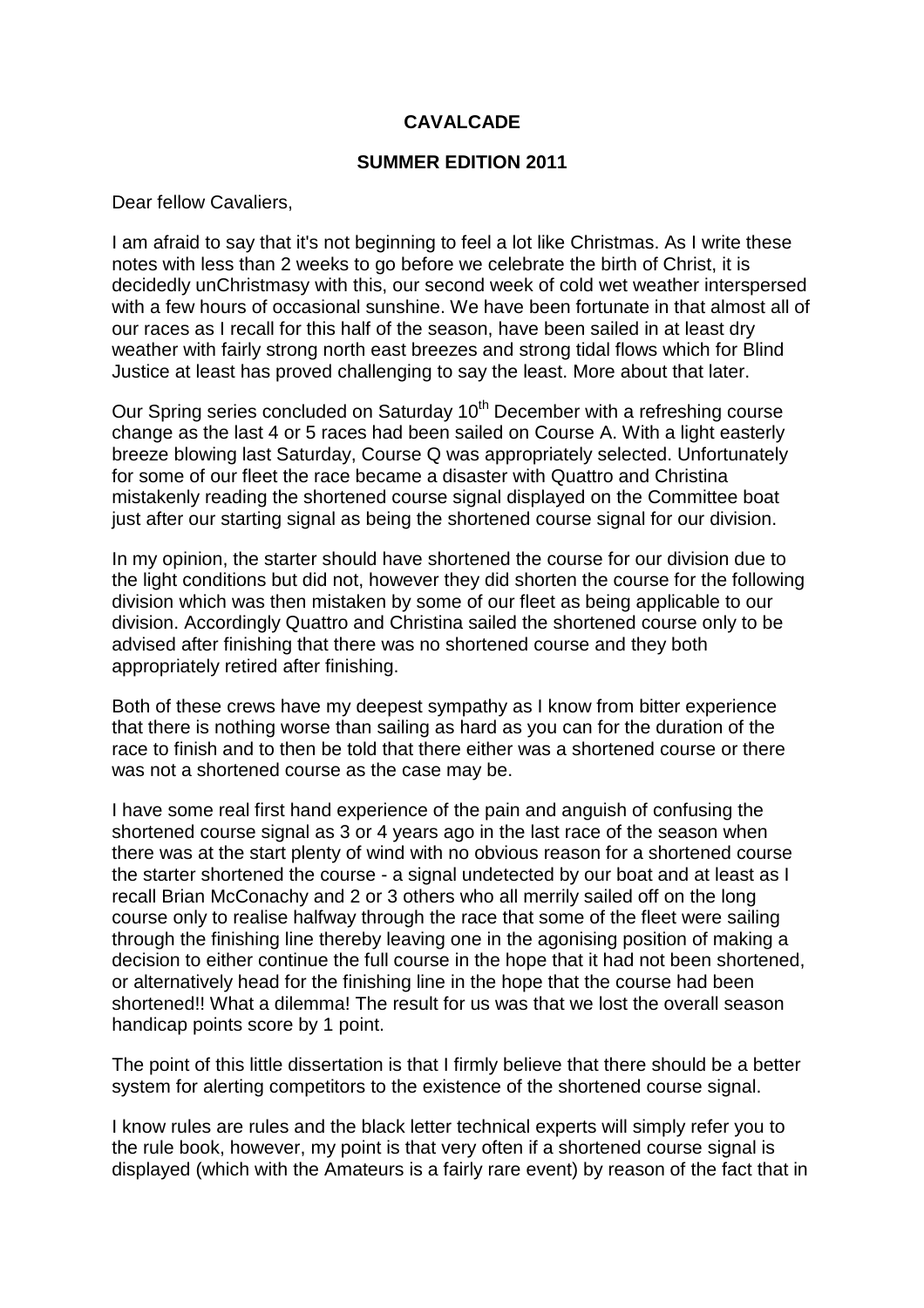**CAVALCADE**

**SUMMER EDITION 2011**

Dear fellow Cavaliers,

I am afraid to say that it's not beginning to feel a lot like Christmas. As I write these notes with less than 2 weeks to go before we celebrate the birth of Christ, it is decidedly unChristmasy with this, our second week of cold wet weather interspersed with a few hours of occasional sunshine. We have been fortunate in that almost all of our races as I recall for this half of the season, have been sailed in at least dry weather with fairly strong north east breezes and strong tidal flows which for Blind Justice at least has proved challenging to say the least. More about that later.

Our Spring series concluded on Saturday 10th December with a refreshing course change as the last 4 or 5 races had been sailed on Course A. With a light easterly breeze blowing last Saturday, Course Q was appropriately selected. Unfortunately for some of our fleet the race became a disaster with Quattro and Christina mistakenly reading the shortened course signal displayed on the Committee boat just after our starting signal as being the shortened course signal for our division.

In my opinion, the starter should have shortened the course for our division due to the light conditions but did not, however they did shorten the course for the following division which was then mistaken by some of our fleet as being applicable to our division. Accordingly Quattro and Christina sailed the shortened course only to be advised after finishing that there was no shortened course and they both appropriately retired after finishing.

Both of these crews have my deepest sympathy as I know from bitter experience that there is nothing worse than sailing as hard as you can for the duration of the race to finish and to then be told that there either was a shortened course or there was not a shortened course as the case may be.

I have some real first hand experience of the pain and anguish of confusing the shortened course signal as 3 or 4 years ago in the last race of the season when there was at the start plenty of wind with no obvious reason for a shortened course the starter shortened the course - a signal undetected by our boat and at least as I recall Brian McConachy and 2 or 3 others who all merrily sailed off on the long course only to realise halfway through the race that some of the fleet were sailing through the finishing line thereby leaving one in the agonising position of making a decision to either continue the full course in the hope that it had not been shortened, or alternatively head for the finishing line in the hope that the course had been shortened!! What a dilemma! The result for us was that we lost the overall season handicap points score by 1 point.

The point of this little dissertation is that I firmly believe that there should be a better system for alerting competitors to the existence of the shortened course signal.

I know rules are rules and the black letter technical experts will simply refer you to the rule book, however, my point is that very often if a shortened course signal is displayed (which with the Amateurs is a fairly rare event) by reason of the fact that in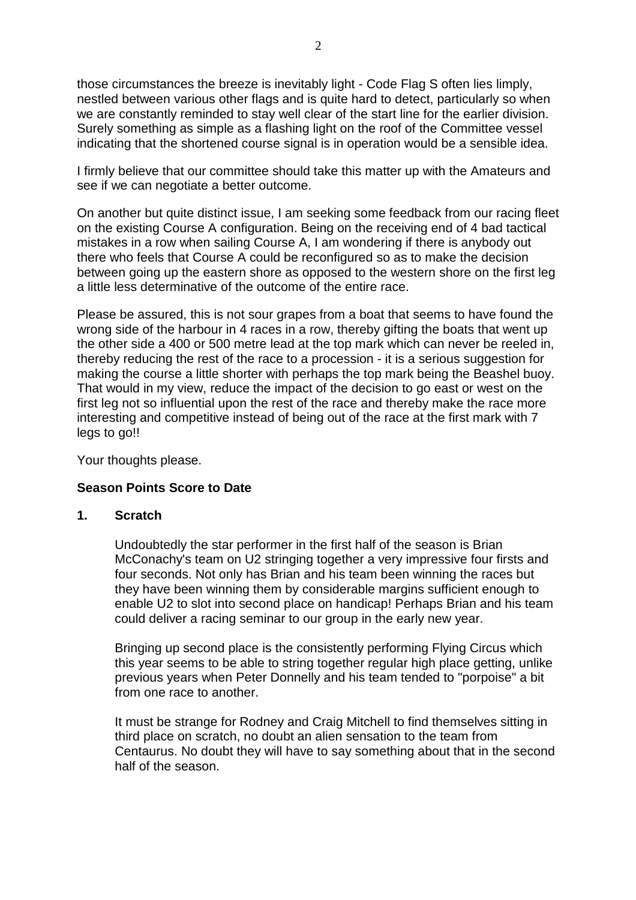those circumstances the breeze is inevitably light - Code Flag S often lies limply, nestled between various other flags and is quite hard to detect, particularly so when we are constantly reminded to stay well clear of the start line for the earlier division. Surely something as simple as a flashing light on the roof of the Committee vessel indicating that the shortened course signal is in operation would be a sensible idea.

I firmly believe that our committee should take this matter up with the Amateurs and see if we can negotiate a better outcome.

On another but quite distinct issue, I am seeking some feedback from our racing fleet on the existing Course A configuration. Being on the receiving end of 4 bad tactical mistakes in a row when sailing Course A, I am wondering if there is anybody out there who feels that Course A could be reconfigured so as to make the decision between going up the eastern shore as opposed to the western shore on the first leg a little less determinative of the outcome of the entire race.

Please be assured, this is not sour grapes from a boat that seems to have found the wrong side of the harbour in 4 races in a row, thereby gifting the boats that went up the other side a 400 or 500 metre lead at the top mark which can never be reeled in, thereby reducing the rest of the race to a procession - it is a serious suggestion for making the course a little shorter with perhaps the top mark being the Beashel buoy. That would in my view, reduce the impact of the decision to go east or west on the first leg not so influential upon the rest of the race and thereby make the race more interesting and competitive instead of being out of the race at the first mark with 7 legs to go!!

Your thoughts please.

**Season Points Score to Date**

**1. Scratch**

Undoubtedly the star performer in the first half of the season is Brian McConachy's team on U2 stringing together a very impressive four firsts and four seconds. Not only has Brian and his team been winning the races but they have been winning them by considerable margins sufficient enough to enable U2 to slot into second place on handicap! Perhaps Brian and his team could deliver a racing seminar to our group in the early new year.

Bringing up second place is the consistently performing Flying Circus which this year seems to be able to string together regular high place getting, unlike previous years when Peter Donnelly and his team tended to "porpoise" a bit from one race to another.

It must be strange for Rodney and Craig Mitchell to find themselves sitting in third place on scratch, no doubt an alien sensation to the team from Centaurus. No doubt they will have to say something about that in the second half of the season.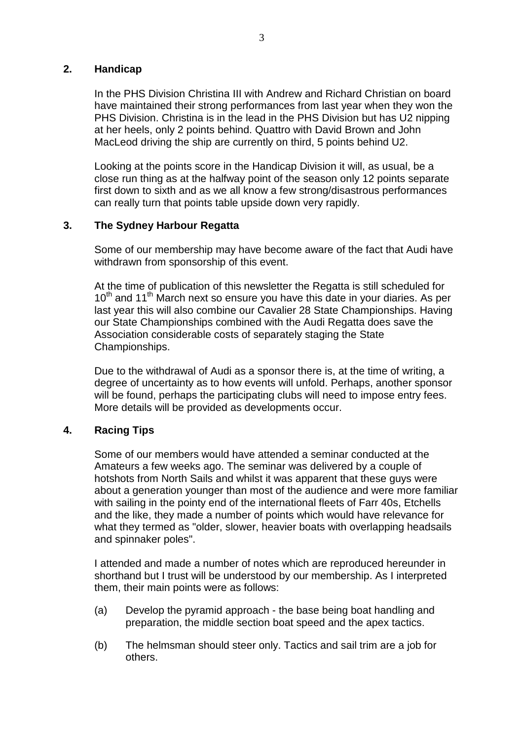## 2. Handicap

In the PHS Division Christina III with Andrew and Richard Christian on board have maintained their strong performances from last year when they won the PHS Division. Christina is in the lead in the PHS Division but has U2 nipping at her heels, only 2 points behind. Quattro with David Brown and John MacLeod driving the ship are currently on third, 5 points behind U2.

Looking at the points score in the Handicap Division it will, as usual, be a close run thing as at the halfway point of the season only 12 points separate first down to sixth and as we all know a few strong/disastrous performances can really turn that points table upside down very rapidly.

## 3. The Sydney Harbour Regatta

Some of our membership may have become aware of the fact that Audi have withdrawn from sponsorship of this event.

At the time of publication of this newsletter the Regatta is still scheduled for 10th and 11th March next so ensure you have this date in your diaries. As per last year this will also combine our Cavalier 28 State Championships. Having our State Championships combined with the Audi Regatta does save the Association considerable costs of separately staging the State Championships.

Due to the withdrawal of Audi as a sponsor there is, at the time of writing, a degree of uncertainty as to how events will unfold. Perhaps, another sponsor will be found, perhaps the participating clubs will need to impose entry fees. More details will be provided as developments occur.

## 4. Racing Tips

Some of our members would have attended a seminar conducted at the Amateurs a few weeks ago. The seminar was delivered by a couple of hotshots from North Sails and whilst it was apparent that these guys were about a generation younger than most of the audience and were more familiar with sailing in the pointy end of the international fleets of Farr 40s, Etchells and the like, they made a number of points which would have relevance for what they termed as "older, slower, heavier boats with overlapping headsails and spinnaker poles".

I attended and made a number of notes which are reproduced hereunder in shorthand but I trust will be understood by our membership. As I interpreted them, their main points were as follows:

(a) Develop the pyramid approach - the base being boat handling and preparation, the middle section boat speed and the apex tactics.

(b) The helmsman should steer only. Tactics and sail trim are a job for others.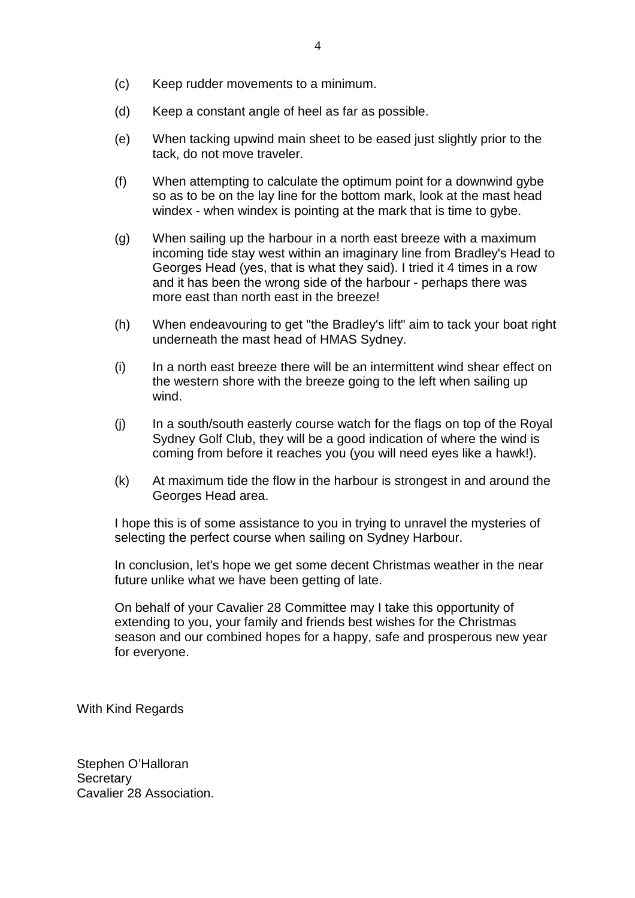(c) Keep rudder movements to a minimum.

(d) Keep a constant angle of heel as far as possible.

(e) When tacking upwind main sheet to be eased just slightly prior to the tack, do not move traveler.

(f) When attempting to calculate the optimum point for a downwind gybe so as to be on the lay line for the bottom mark, look at the mast head windex - when windex is pointing at the mark that is time to gybe.

(g) When sailing up the harbour in a north east breeze with a maximum incoming tide stay west within an imaginary line from Bradley's Head to Georges Head (yes, that is what they said). I tried it 4 times in a row and it has been the wrong side of the harbour - perhaps there was more east than north east in the breeze!

(h) When endeavouring to get "the Bradley's lift" aim to tack your boat right underneath the mast head of HMAS Sydney.

(i) In a north east breeze there will be an intermittent wind shear effect on the western shore with the breeze going to the left when sailing up wind.

(j) In a south/south easterly course watch for the flags on top of the Royal Sydney Golf Club, they will be a good indication of where the wind is coming from before it reaches you (you will need eyes like a hawk!).

(k) At maximum tide the flow in the harbour is strongest in and around the Georges Head area.

I hope this is of some assistance to you in trying to unravel the mysteries of selecting the perfect course when sailing on Sydney Harbour.

In conclusion, let's hope we get some decent Christmas weather in the near future unlike what we have been getting of late.

On behalf of your Cavalier 28 Committee may I take this opportunity of extending to you, your family and friends best wishes for the Christmas season and our combined hopes for a happy, safe and prosperous new year for everyone.

With Kind Regards

Stephen O'Halloran
Secretary
Cavalier 28 Association.